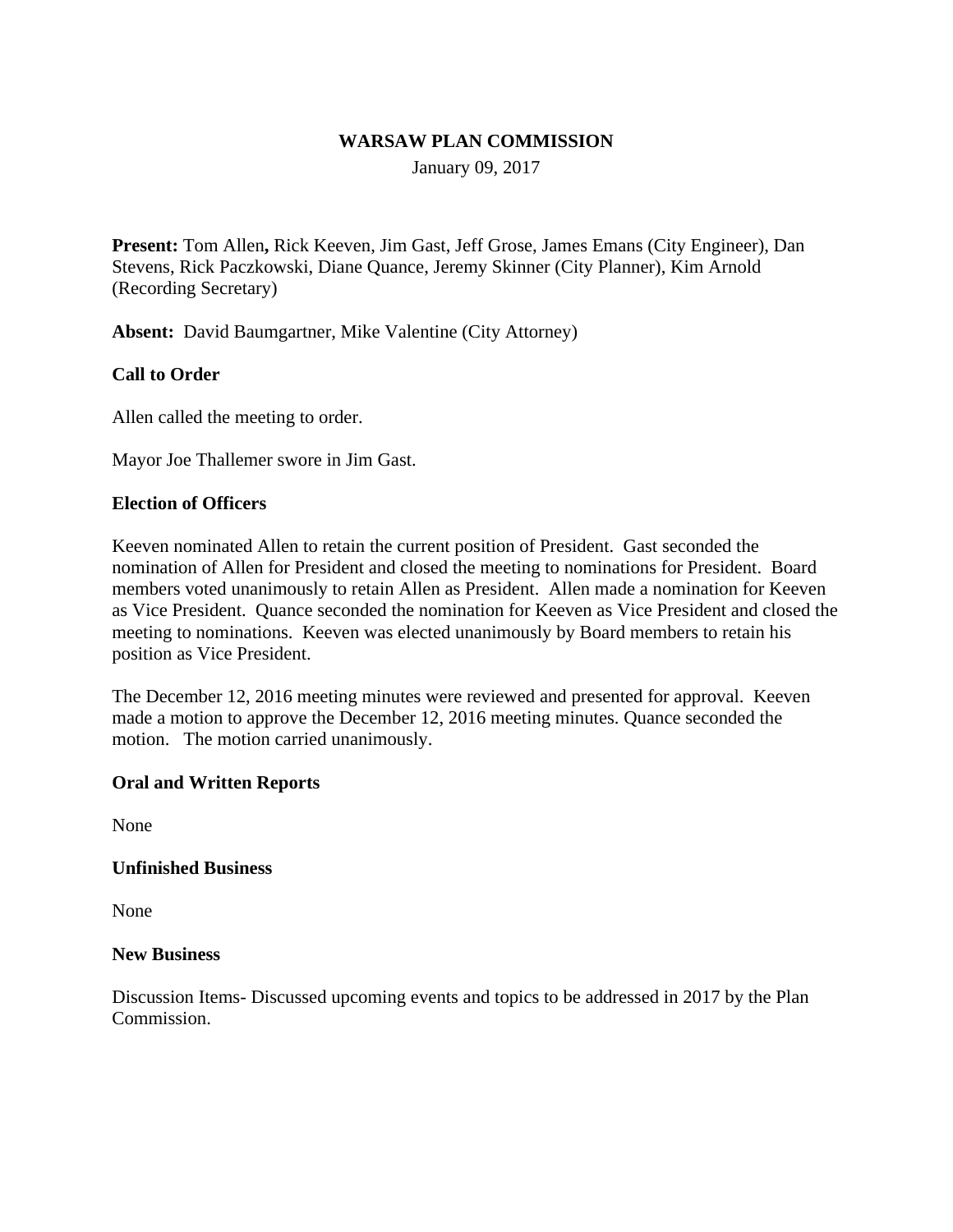**WARSAW PLAN COMMISSION**

January 09, 2017

**Present:** Tom Allen**,** Rick Keeven, Jim Gast, Jeff Grose, James Emans (City Engineer), Dan Stevens, Rick Paczkowski, Diane Quance, Jeremy Skinner (City Planner), Kim Arnold (Recording Secretary)

**Absent:** David Baumgartner, Mike Valentine (City Attorney)

**Call to Order**

Allen called the meeting to order.

Mayor Joe Thallemer swore in Jim Gast.

**Election of Officers**

Keeven nominated Allen to retain the current position of President. Gast seconded the nomination of Allen for President and closed the meeting to nominations for President. Board members voted unanimously to retain Allen as President. Allen made a nomination for Keeven as Vice President. Quance seconded the nomination for Keeven as Vice President and closed the meeting to nominations. Keeven was elected unanimously by Board members to retain his position as Vice President.

The December 12, 2016 meeting minutes were reviewed and presented for approval. Keeven made a motion to approve the December 12, 2016 meeting minutes. Quance seconded the motion. The motion carried unanimously.

**Oral and Written Reports**

None

**Unfinished Business**

None

**New Business**

Discussion Items- Discussed upcoming events and topics to be addressed in 2017 by the Plan Commission.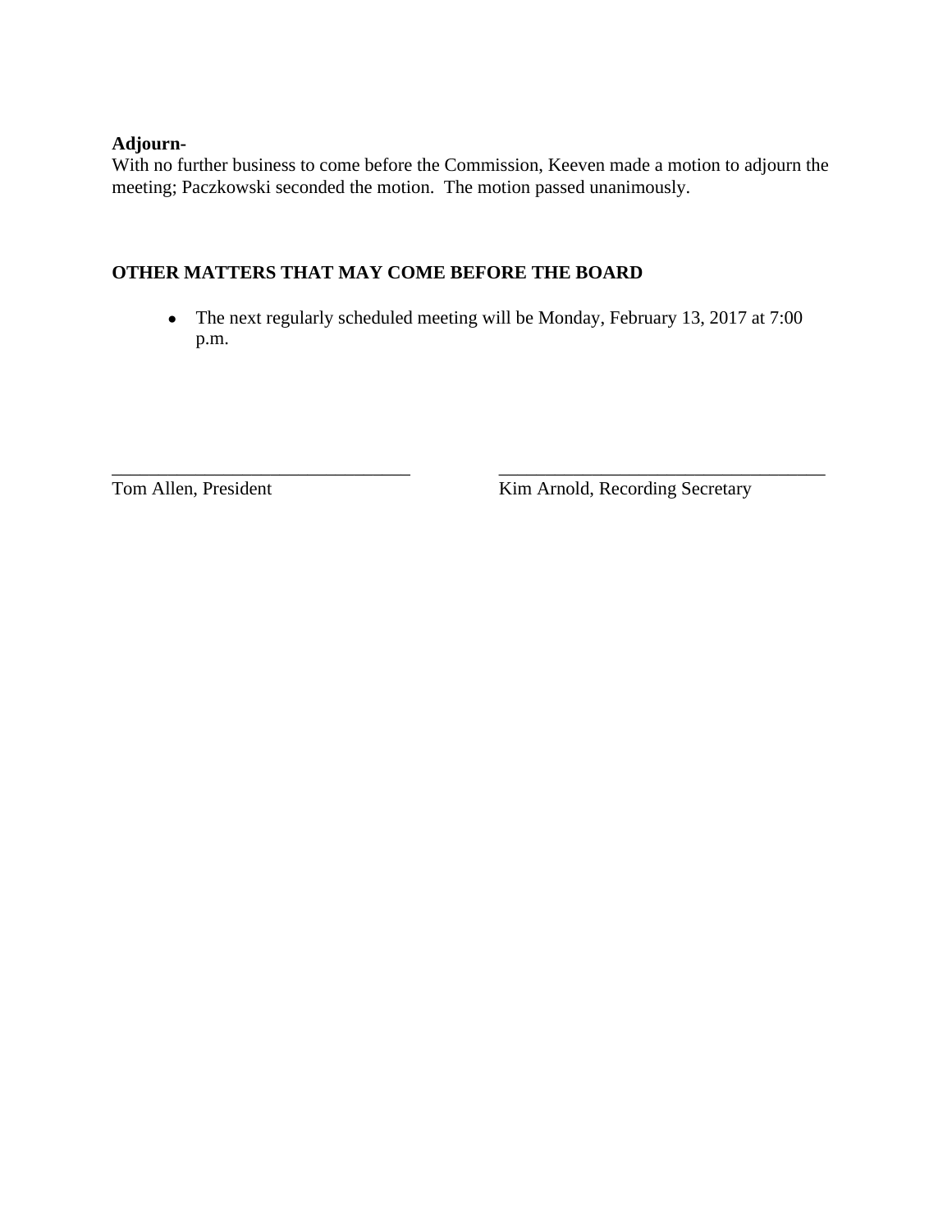**Adjourn-**
With no further business to come before the Commission, Keeven made a motion to adjourn the meeting; Paczkowski seconded the motion. The motion passed unanimously.

**OTHER MATTERS THAT MAY COME BEFORE THE BOARD**

- The next regularly scheduled meeting will be Monday, February 13, 2017 at 7:00 p.m.

| | |
|---|---|
| ______________________________ | ______________________________ |
| Tom Allen, President | Kim Arnold, Recording Secretary |